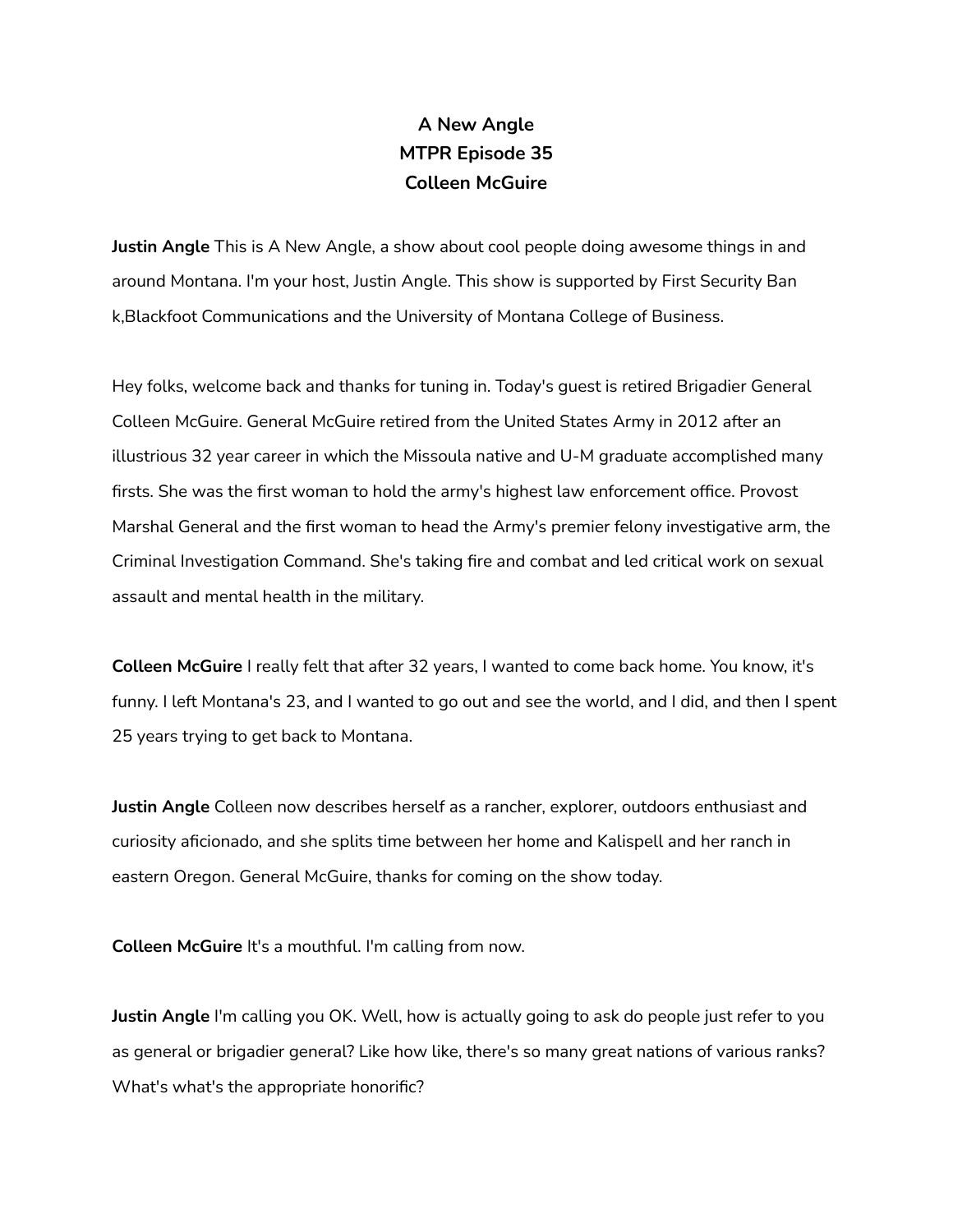# A New Angle
## MTPR Episode 35
## Colleen McGuire

**Justin Angle** This is A New Angle, a show about cool people doing awesome things in and around Montana. I'm your host, Justin Angle. This show is supported by First Security Ban k,Blackfoot Communications and the University of Montana College of Business.

Hey folks, welcome back and thanks for tuning in. Today's guest is retired Brigadier General Colleen McGuire. General McGuire retired from the United States Army in 2012 after an illustrious 32 year career in which the Missoula native and U-M graduate accomplished many firsts. She was the first woman to hold the army's highest law enforcement office. Provost Marshal General and the first woman to head the Army's premier felony investigative arm, the Criminal Investigation Command. She's taking fire and combat and led critical work on sexual assault and mental health in the military.

**Colleen McGuire** I really felt that after 32 years, I wanted to come back home. You know, it's funny. I left Montana's 23, and I wanted to go out and see the world, and I did, and then I spent 25 years trying to get back to Montana.

**Justin Angle** Colleen now describes herself as a rancher, explorer, outdoors enthusiast and curiosity aficionado, and she splits time between her home and Kalispell and her ranch in eastern Oregon. General McGuire, thanks for coming on the show today.

**Colleen McGuire** It's a mouthful. I'm calling from now.

**Justin Angle** I'm calling you OK. Well, how is actually going to ask do people just refer to you as general or brigadier general? Like how like, there's so many great nations of various ranks? What's what's the appropriate honorific?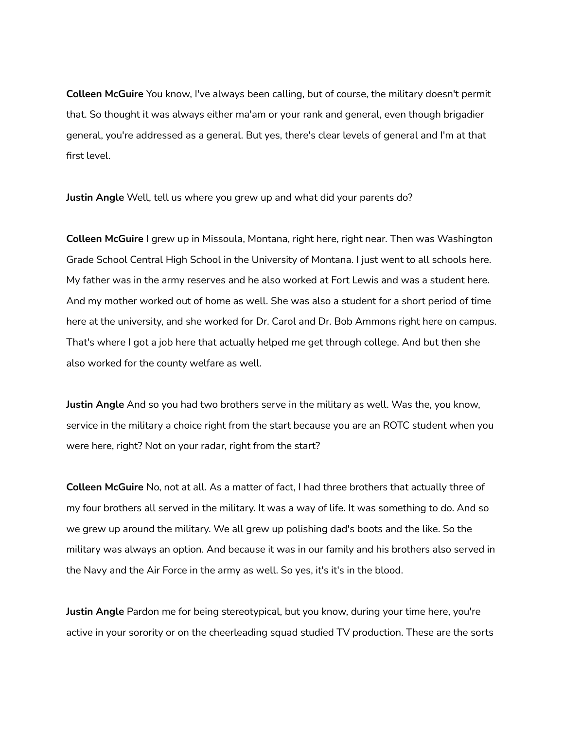**Colleen McGuire** You know, I've always been calling, but of course, the military doesn't permit that. So thought it was always either ma'am or your rank and general, even though brigadier general, you're addressed as a general. But yes, there's clear levels of general and I'm at that first level.

**Justin Angle** Well, tell us where you grew up and what did your parents do?

**Colleen McGuire** I grew up in Missoula, Montana, right here, right near. Then was Washington Grade School Central High School in the University of Montana. I just went to all schools here. My father was in the army reserves and he also worked at Fort Lewis and was a student here. And my mother worked out of home as well. She was also a student for a short period of time here at the university, and she worked for Dr. Carol and Dr. Bob Ammons right here on campus. That's where I got a job here that actually helped me get through college. And but then she also worked for the county welfare as well.

**Justin Angle** And so you had two brothers serve in the military as well. Was the, you know, service in the military a choice right from the start because you are an ROTC student when you were here, right? Not on your radar, right from the start?

**Colleen McGuire** No, not at all. As a matter of fact, I had three brothers that actually three of my four brothers all served in the military. It was a way of life. It was something to do. And so we grew up around the military. We all grew up polishing dad's boots and the like. So the military was always an option. And because it was in our family and his brothers also served in the Navy and the Air Force in the army as well. So yes, it's it's in the blood.

**Justin Angle** Pardon me for being stereotypical, but you know, during your time here, you're active in your sorority or on the cheerleading squad studied TV production. These are the sorts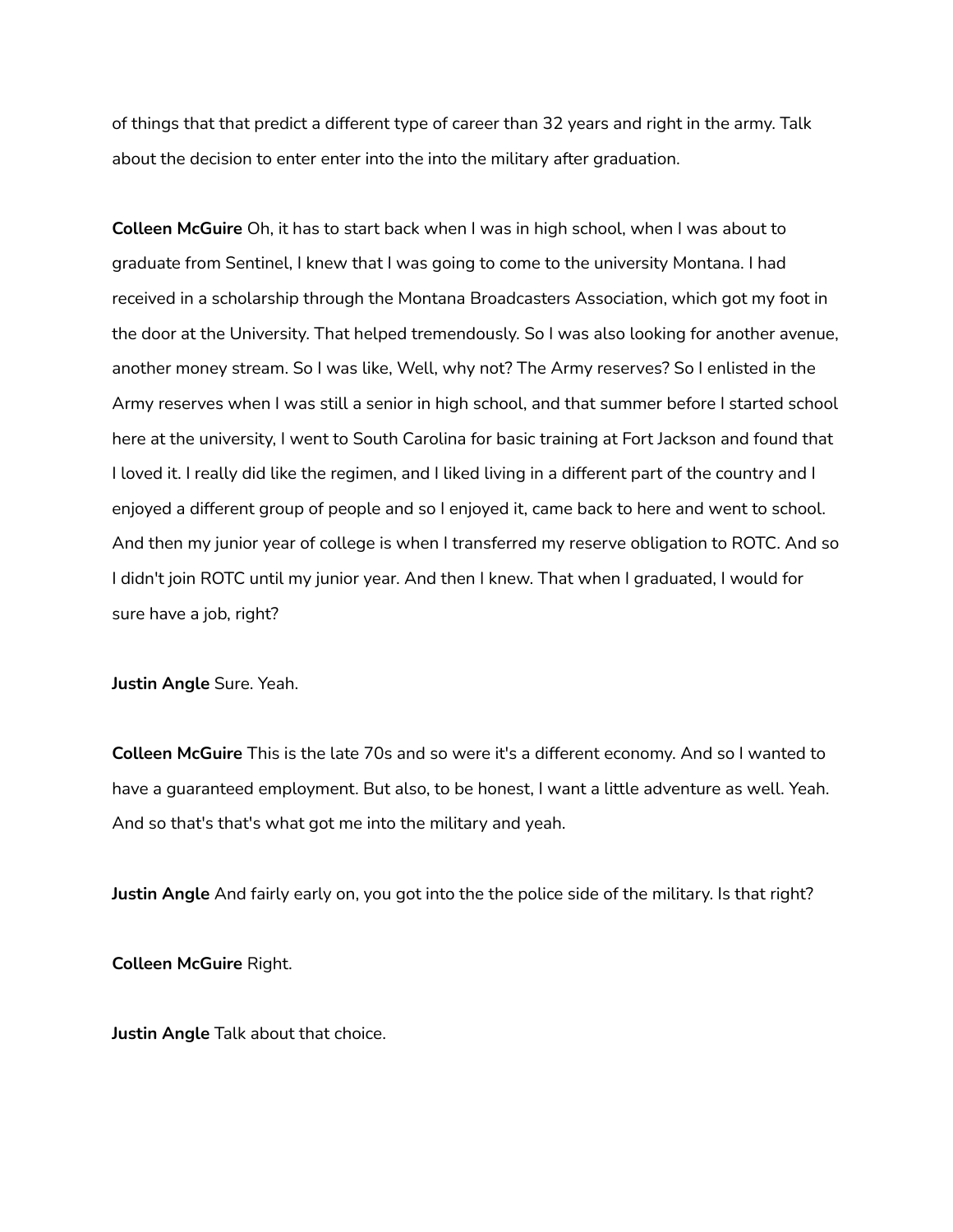of things that that predict a different type of career than 32 years and right in the army. Talk about the decision to enter enter into the into the military after graduation.

**Colleen McGuire** Oh, it has to start back when I was in high school, when I was about to graduate from Sentinel, I knew that I was going to come to the university Montana. I had received in a scholarship through the Montana Broadcasters Association, which got my foot in the door at the University. That helped tremendously. So I was also looking for another avenue, another money stream. So I was like, Well, why not? The Army reserves? So I enlisted in the Army reserves when I was still a senior in high school, and that summer before I started school here at the university, I went to South Carolina for basic training at Fort Jackson and found that I loved it. I really did like the regimen, and I liked living in a different part of the country and I enjoyed a different group of people and so I enjoyed it, came back to here and went to school. And then my junior year of college is when I transferred my reserve obligation to ROTC. And so I didn't join ROTC until my junior year. And then I knew. That when I graduated, I would for sure have a job, right?

**Justin Angle** Sure. Yeah.

**Colleen McGuire** This is the late 70s and so were it's a different economy. And so I wanted to have a guaranteed employment. But also, to be honest, I want a little adventure as well. Yeah. And so that's that's what got me into the military and yeah.

**Justin Angle** And fairly early on, you got into the the police side of the military. Is that right?

**Colleen McGuire** Right.

**Justin Angle** Talk about that choice.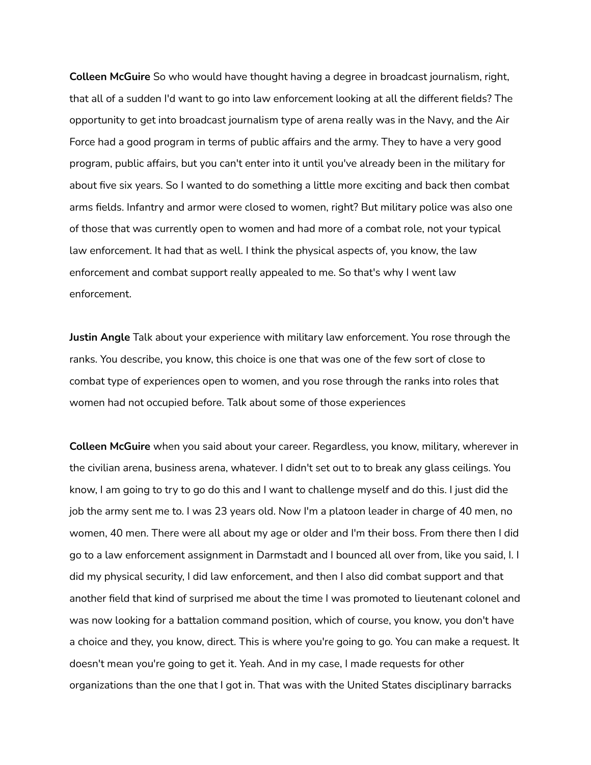**Colleen McGuire** So who would have thought having a degree in broadcast journalism, right, that all of a sudden I'd want to go into law enforcement looking at all the different fields? The opportunity to get into broadcast journalism type of arena really was in the Navy, and the Air Force had a good program in terms of public affairs and the army. They to have a very good program, public affairs, but you can't enter into it until you've already been in the military for about five six years. So I wanted to do something a little more exciting and back then combat arms fields. Infantry and armor were closed to women, right? But military police was also one of those that was currently open to women and had more of a combat role, not your typical law enforcement. It had that as well. I think the physical aspects of, you know, the law enforcement and combat support really appealed to me. So that's why I went law enforcement.

**Justin Angle** Talk about your experience with military law enforcement. You rose through the ranks. You describe, you know, this choice is one that was one of the few sort of close to combat type of experiences open to women, and you rose through the ranks into roles that women had not occupied before. Talk about some of those experiences

**Colleen McGuire** when you said about your career. Regardless, you know, military, wherever in the civilian arena, business arena, whatever. I didn't set out to to break any glass ceilings. You know, I am going to try to go do this and I want to challenge myself and do this. I just did the job the army sent me to. I was 23 years old. Now I'm a platoon leader in charge of 40 men, no women, 40 men. There were all about my age or older and I'm their boss. From there then I did go to a law enforcement assignment in Darmstadt and I bounced all over from, like you said, I. I did my physical security, I did law enforcement, and then I also did combat support and that another field that kind of surprised me about the time I was promoted to lieutenant colonel and was now looking for a battalion command position, which of course, you know, you don't have a choice and they, you know, direct. This is where you're going to go. You can make a request. It doesn't mean you're going to get it. Yeah. And in my case, I made requests for other organizations than the one that I got in. That was with the United States disciplinary barracks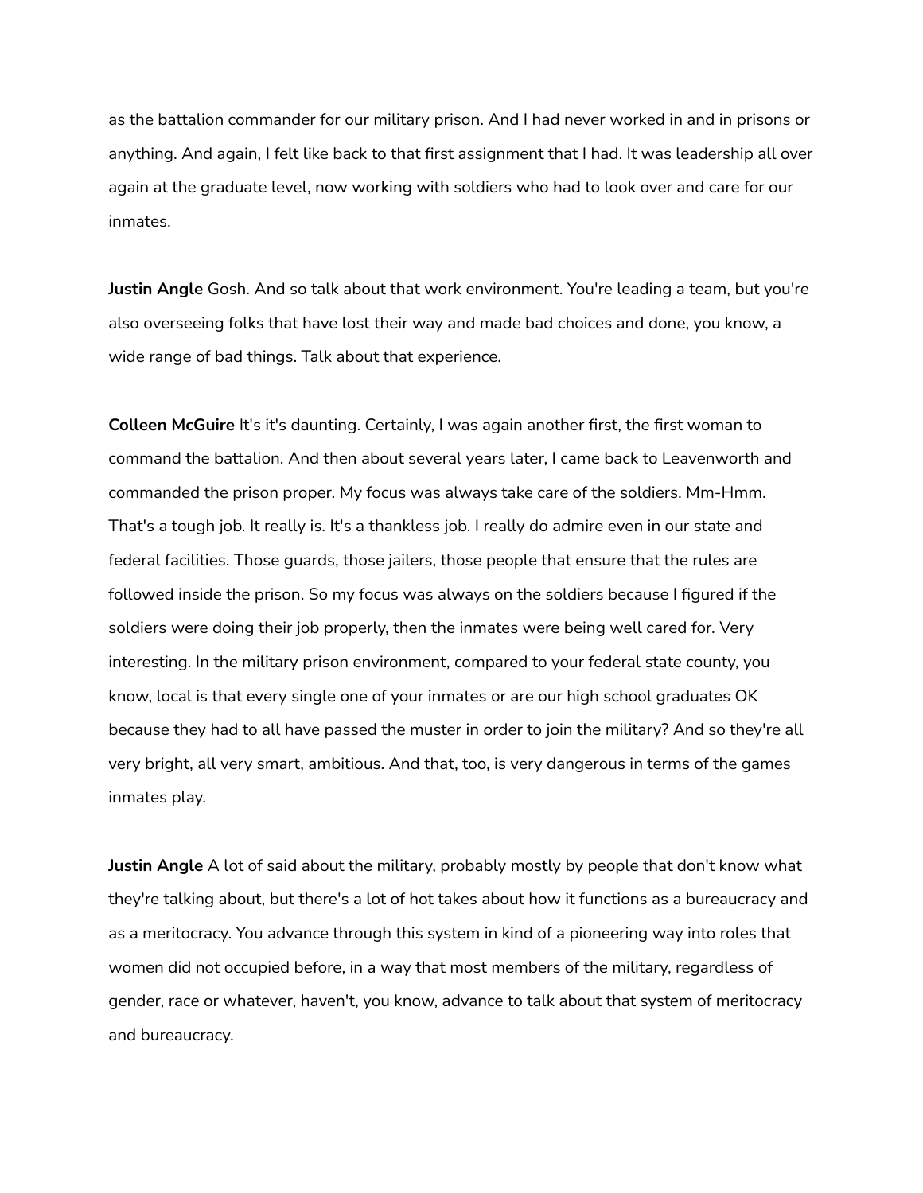as the battalion commander for our military prison. And I had never worked in and in prisons or anything. And again, I felt like back to that first assignment that I had. It was leadership all over again at the graduate level, now working with soldiers who had to look over and care for our inmates.

**Justin Angle** Gosh. And so talk about that work environment. You're leading a team, but you're also overseeing folks that have lost their way and made bad choices and done, you know, a wide range of bad things. Talk about that experience.

**Colleen McGuire** It's it's daunting. Certainly, I was again another first, the first woman to command the battalion. And then about several years later, I came back to Leavenworth and commanded the prison proper. My focus was always take care of the soldiers. Mm-Hmm. That's a tough job. It really is. It's a thankless job. I really do admire even in our state and federal facilities. Those guards, those jailers, those people that ensure that the rules are followed inside the prison. So my focus was always on the soldiers because I figured if the soldiers were doing their job properly, then the inmates were being well cared for. Very interesting. In the military prison environment, compared to your federal state county, you know, local is that every single one of your inmates or are our high school graduates OK because they had to all have passed the muster in order to join the military? And so they're all very bright, all very smart, ambitious. And that, too, is very dangerous in terms of the games inmates play.

**Justin Angle** A lot of said about the military, probably mostly by people that don't know what they're talking about, but there's a lot of hot takes about how it functions as a bureaucracy and as a meritocracy. You advance through this system in kind of a pioneering way into roles that women did not occupied before, in a way that most members of the military, regardless of gender, race or whatever, haven't, you know, advance to talk about that system of meritocracy and bureaucracy.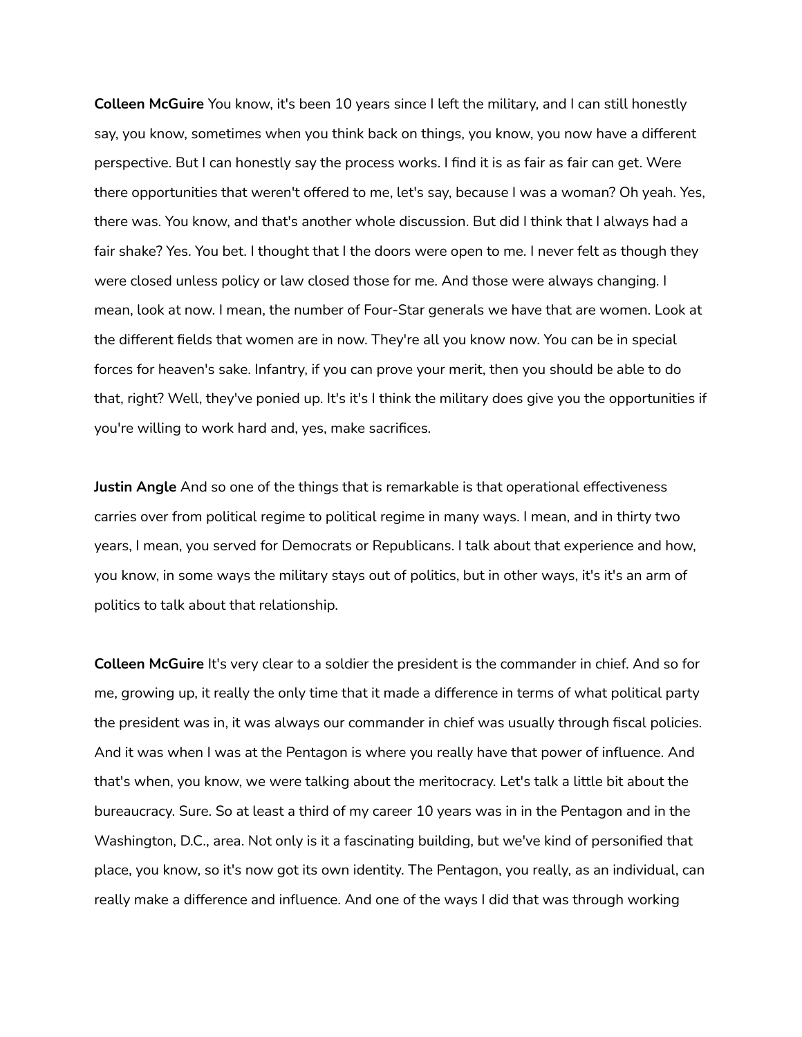**Colleen McGuire** You know, it's been 10 years since I left the military, and I can still honestly say, you know, sometimes when you think back on things, you know, you now have a different perspective. But I can honestly say the process works. I find it is as fair as fair can get. Were there opportunities that weren't offered to me, let's say, because I was a woman? Oh yeah. Yes, there was. You know, and that's another whole discussion. But did I think that I always had a fair shake? Yes. You bet. I thought that I the doors were open to me. I never felt as though they were closed unless policy or law closed those for me. And those were always changing. I mean, look at now. I mean, the number of Four-Star generals we have that are women. Look at the different fields that women are in now. They're all you know now. You can be in special forces for heaven's sake. Infantry, if you can prove your merit, then you should be able to do that, right? Well, they've ponied up. It's it's I think the military does give you the opportunities if you're willing to work hard and, yes, make sacrifices.

**Justin Angle** And so one of the things that is remarkable is that operational effectiveness carries over from political regime to political regime in many ways. I mean, and in thirty two years, I mean, you served for Democrats or Republicans. I talk about that experience and how, you know, in some ways the military stays out of politics, but in other ways, it's it's an arm of politics to talk about that relationship.

**Colleen McGuire** It's very clear to a soldier the president is the commander in chief. And so for me, growing up, it really the only time that it made a difference in terms of what political party the president was in, it was always our commander in chief was usually through fiscal policies. And it was when I was at the Pentagon is where you really have that power of influence. And that's when, you know, we were talking about the meritocracy. Let's talk a little bit about the bureaucracy. Sure. So at least a third of my career 10 years was in in the Pentagon and in the Washington, D.C., area. Not only is it a fascinating building, but we've kind of personified that place, you know, so it's now got its own identity. The Pentagon, you really, as an individual, can really make a difference and influence. And one of the ways I did that was through working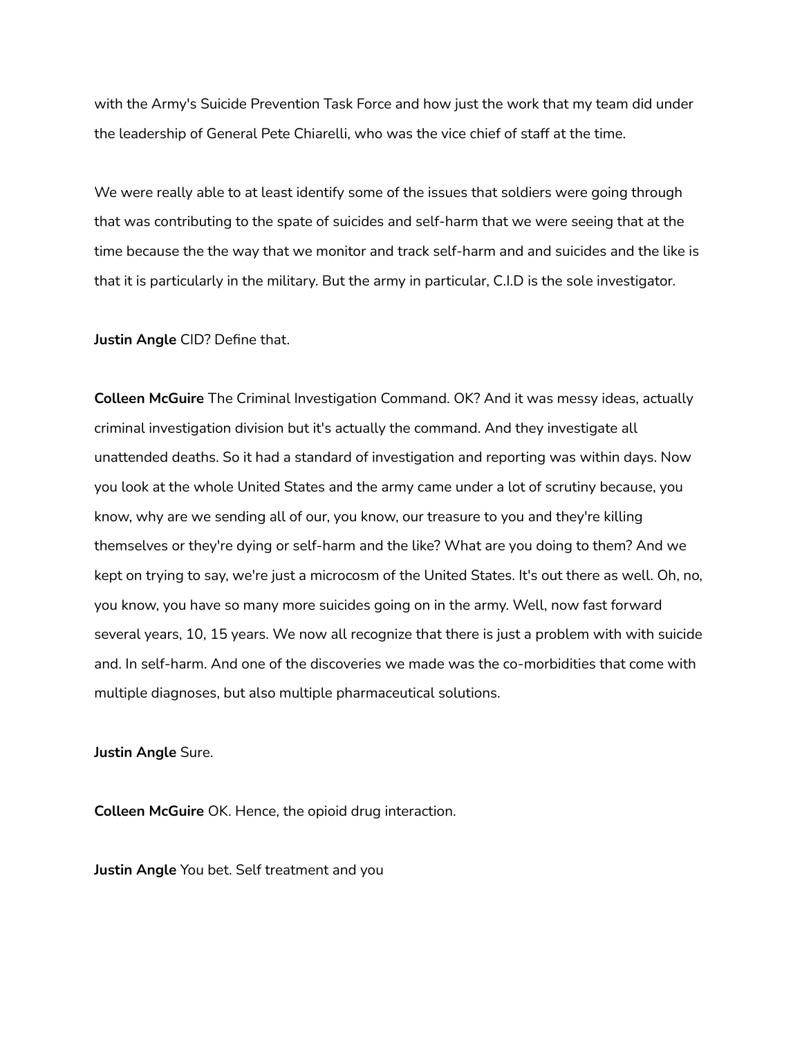with the Army's Suicide Prevention Task Force and how just the work that my team did under the leadership of General Pete Chiarelli, who was the vice chief of staff at the time.

We were really able to at least identify some of the issues that soldiers were going through that was contributing to the spate of suicides and self-harm that we were seeing that at the time because the the way that we monitor and track self-harm and and suicides and the like is that it is particularly in the military. But the army in particular, C.I.D is the sole investigator.

**Justin Angle** CID? Define that.

**Colleen McGuire** The Criminal Investigation Command. OK? And it was messy ideas, actually criminal investigation division but it's actually the command. And they investigate all unattended deaths. So it had a standard of investigation and reporting was within days. Now you look at the whole United States and the army came under a lot of scrutiny because, you know, why are we sending all of our, you know, our treasure to you and they're killing themselves or they're dying or self-harm and the like? What are you doing to them? And we kept on trying to say, we're just a microcosm of the United States. It's out there as well. Oh, no, you know, you have so many more suicides going on in the army. Well, now fast forward several years, 10, 15 years. We now all recognize that there is just a problem with with suicide and. In self-harm. And one of the discoveries we made was the co-morbidities that come with multiple diagnoses, but also multiple pharmaceutical solutions.

**Justin Angle** Sure.

**Colleen McGuire** OK. Hence, the opioid drug interaction.

**Justin Angle** You bet. Self treatment and you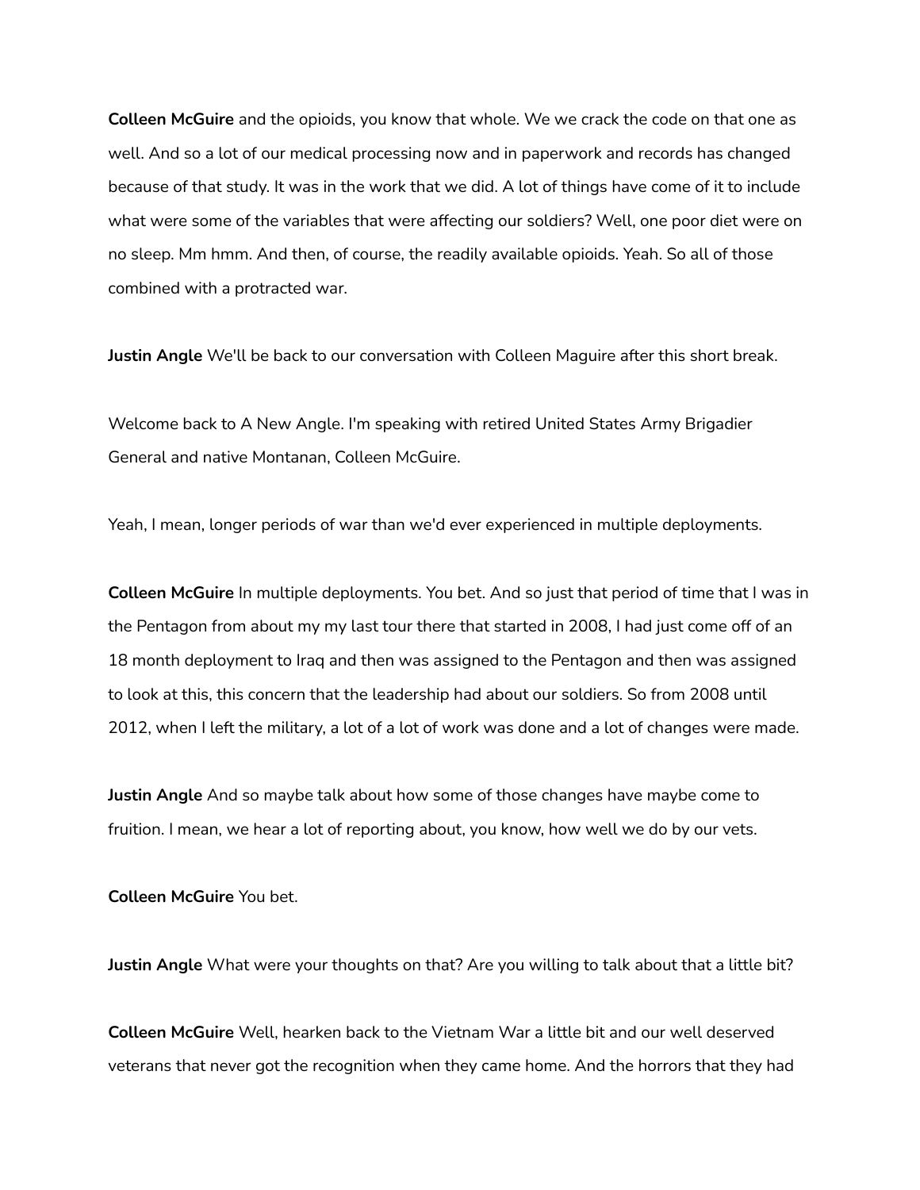**Colleen McGuire** and the opioids, you know that whole. We we crack the code on that one as well. And so a lot of our medical processing now and in paperwork and records has changed because of that study. It was in the work that we did. A lot of things have come of it to include what were some of the variables that were affecting our soldiers? Well, one poor diet were on no sleep. Mm hmm. And then, of course, the readily available opioids. Yeah. So all of those combined with a protracted war.

**Justin Angle** We'll be back to our conversation with Colleen Maguire after this short break.

Welcome back to A New Angle. I'm speaking with retired United States Army Brigadier General and native Montanan, Colleen McGuire.

Yeah, I mean, longer periods of war than we'd ever experienced in multiple deployments.

**Colleen McGuire** In multiple deployments. You bet. And so just that period of time that I was in the Pentagon from about my my last tour there that started in 2008, I had just come off of an 18 month deployment to Iraq and then was assigned to the Pentagon and then was assigned to look at this, this concern that the leadership had about our soldiers. So from 2008 until 2012, when I left the military, a lot of a lot of work was done and a lot of changes were made.

**Justin Angle** And so maybe talk about how some of those changes have maybe come to fruition. I mean, we hear a lot of reporting about, you know, how well we do by our vets.

**Colleen McGuire** You bet.

**Justin Angle** What were your thoughts on that? Are you willing to talk about that a little bit?

**Colleen McGuire** Well, hearken back to the Vietnam War a little bit and our well deserved veterans that never got the recognition when they came home. And the horrors that they had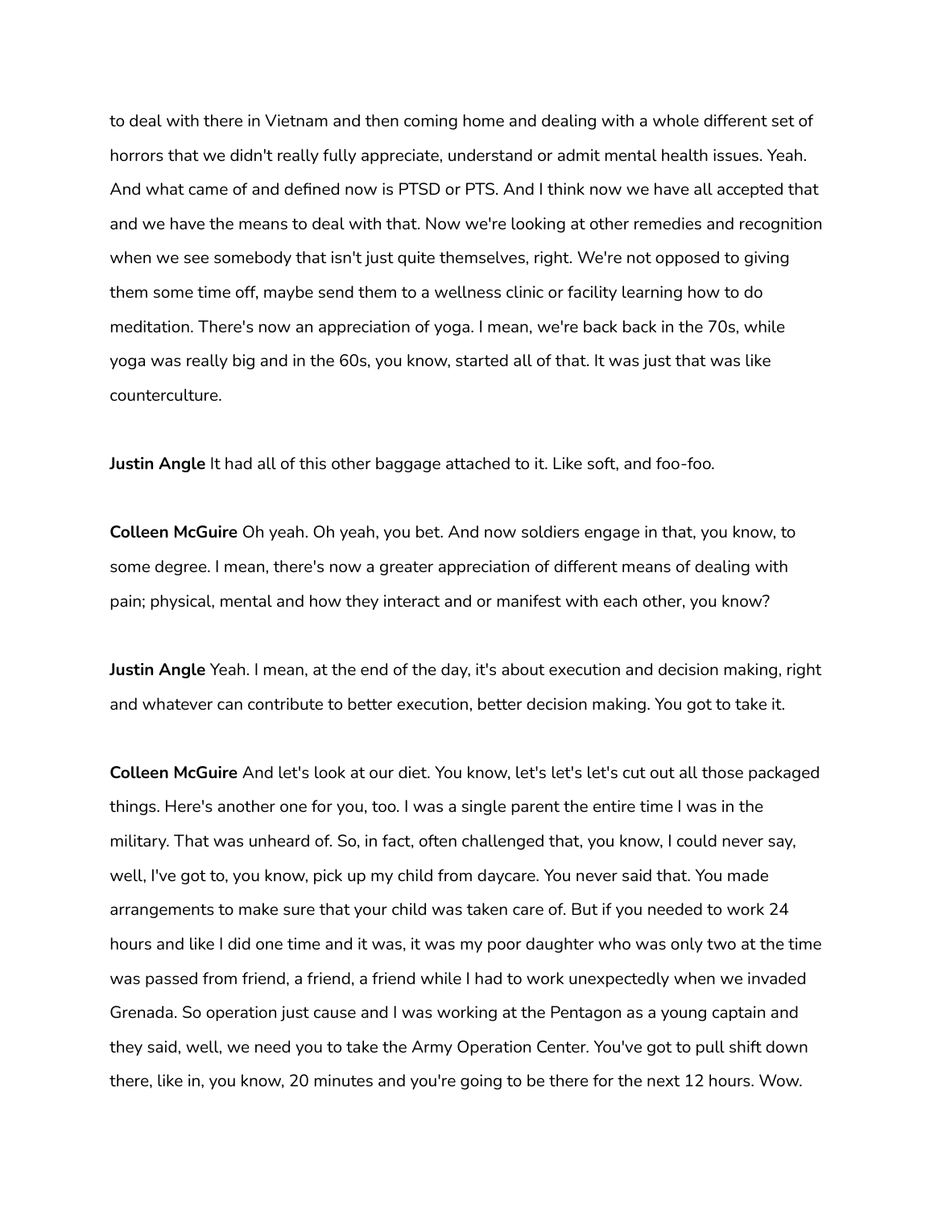to deal with there in Vietnam and then coming home and dealing with a whole different set of horrors that we didn't really fully appreciate, understand or admit mental health issues. Yeah. And what came of and defined now is PTSD or PTS. And I think now we have all accepted that and we have the means to deal with that. Now we're looking at other remedies and recognition when we see somebody that isn't just quite themselves, right. We're not opposed to giving them some time off, maybe send them to a wellness clinic or facility learning how to do meditation. There's now an appreciation of yoga. I mean, we're back back in the 70s, while yoga was really big and in the 60s, you know, started all of that. It was just that was like counterculture.

**Justin Angle** It had all of this other baggage attached to it. Like soft, and foo-foo.

**Colleen McGuire** Oh yeah. Oh yeah, you bet. And now soldiers engage in that, you know, to some degree. I mean, there's now a greater appreciation of different means of dealing with pain; physical, mental and how they interact and or manifest with each other, you know?

**Justin Angle** Yeah. I mean, at the end of the day, it's about execution and decision making, right and whatever can contribute to better execution, better decision making. You got to take it.

**Colleen McGuire** And let's look at our diet. You know, let's let's let's cut out all those packaged things. Here's another one for you, too. I was a single parent the entire time I was in the military. That was unheard of. So, in fact, often challenged that, you know, I could never say, well, I've got to, you know, pick up my child from daycare. You never said that. You made arrangements to make sure that your child was taken care of. But if you needed to work 24 hours and like I did one time and it was, it was my poor daughter who was only two at the time was passed from friend, a friend, a friend while I had to work unexpectedly when we invaded Grenada. So operation just cause and I was working at the Pentagon as a young captain and they said, well, we need you to take the Army Operation Center. You've got to pull shift down there, like in, you know, 20 minutes and you're going to be there for the next 12 hours. Wow.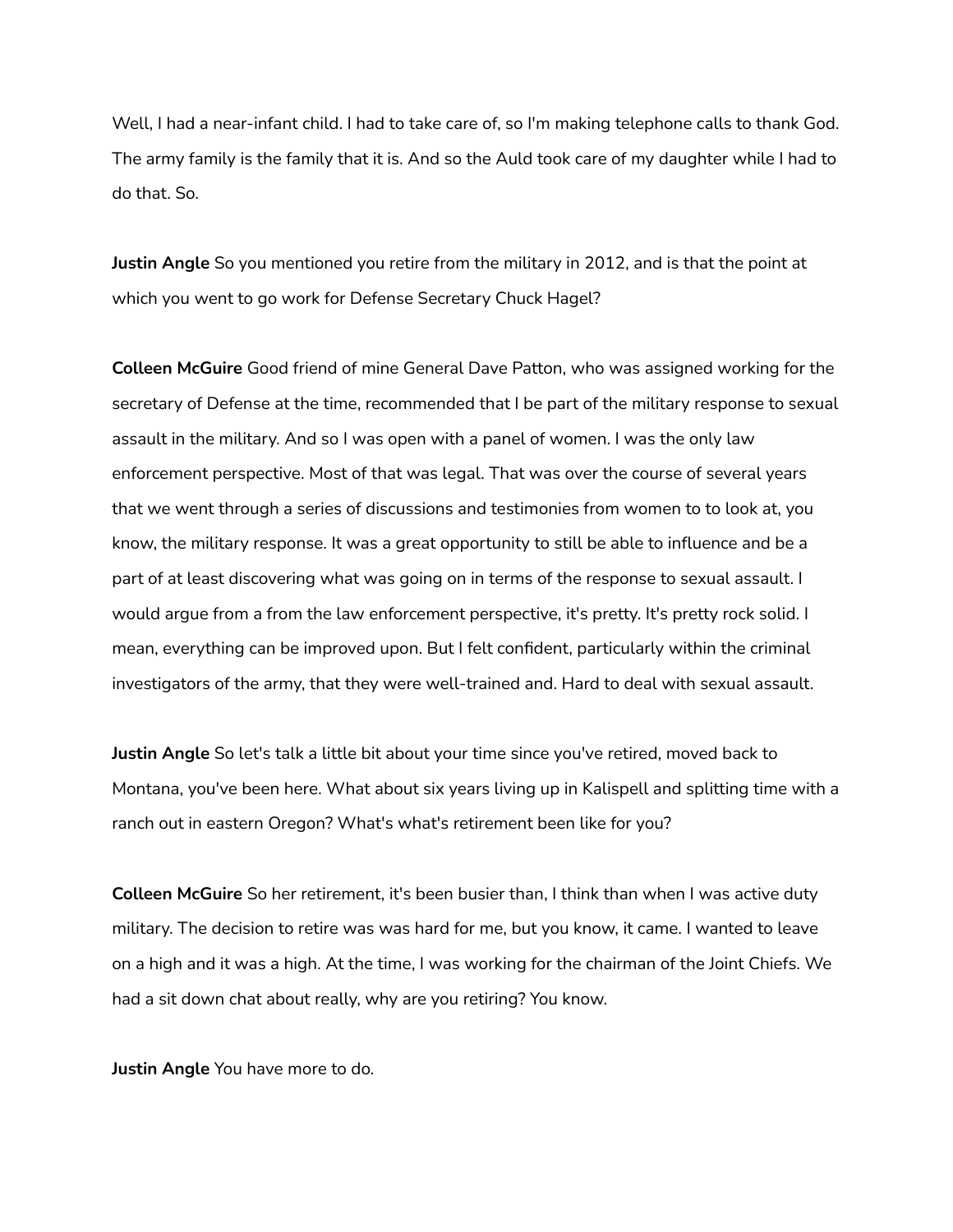Well, I had a near-infant child. I had to take care of, so I'm making telephone calls to thank God. The army family is the family that it is. And so the Auld took care of my daughter while I had to do that. So.

**Justin Angle** So you mentioned you retire from the military in 2012, and is that the point at which you went to go work for Defense Secretary Chuck Hagel?

**Colleen McGuire** Good friend of mine General Dave Patton, who was assigned working for the secretary of Defense at the time, recommended that I be part of the military response to sexual assault in the military. And so I was open with a panel of women. I was the only law enforcement perspective. Most of that was legal. That was over the course of several years that we went through a series of discussions and testimonies from women to to look at, you know, the military response. It was a great opportunity to still be able to influence and be a part of at least discovering what was going on in terms of the response to sexual assault. I would argue from a from the law enforcement perspective, it's pretty. It's pretty rock solid. I mean, everything can be improved upon. But I felt confident, particularly within the criminal investigators of the army, that they were well-trained and. Hard to deal with sexual assault.

**Justin Angle** So let's talk a little bit about your time since you've retired, moved back to Montana, you've been here. What about six years living up in Kalispell and splitting time with a ranch out in eastern Oregon? What's what's retirement been like for you?

**Colleen McGuire** So her retirement, it's been busier than, I think than when I was active duty military. The decision to retire was was hard for me, but you know, it came. I wanted to leave on a high and it was a high. At the time, I was working for the chairman of the Joint Chiefs. We had a sit down chat about really, why are you retiring? You know.

**Justin Angle** You have more to do.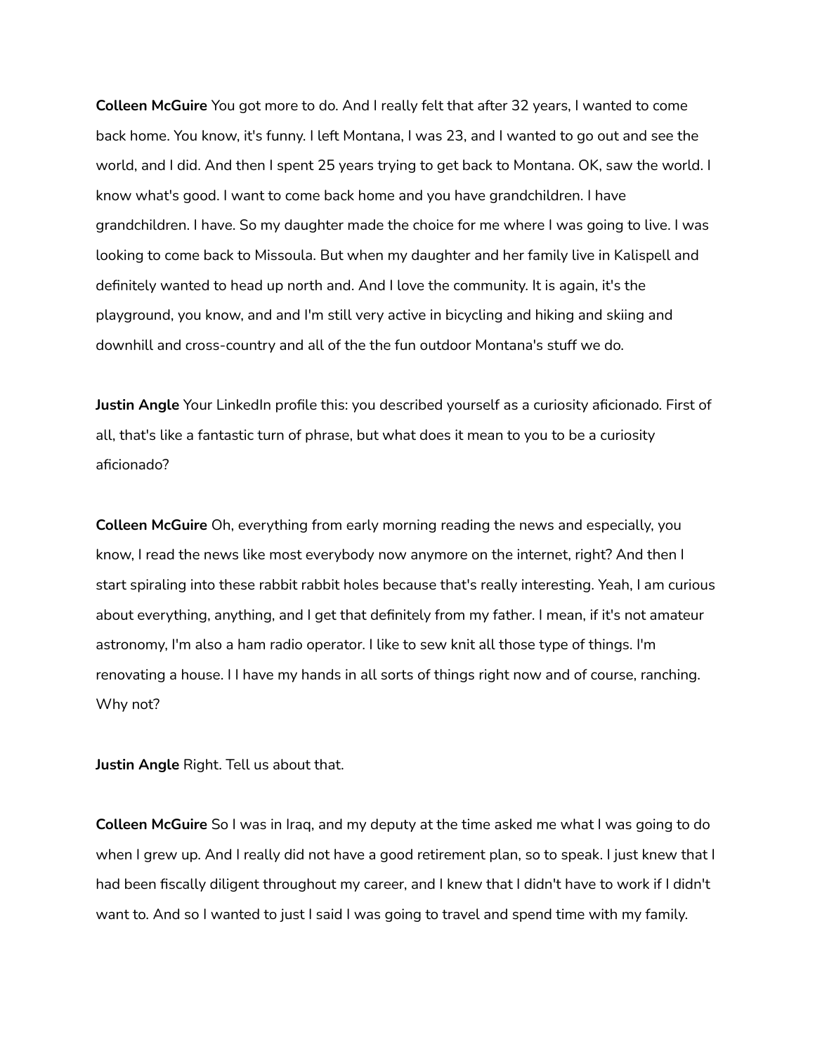**Colleen McGuire** You got more to do. And I really felt that after 32 years, I wanted to come back home. You know, it's funny. I left Montana, I was 23, and I wanted to go out and see the world, and I did. And then I spent 25 years trying to get back to Montana. OK, saw the world. I know what's good. I want to come back home and you have grandchildren. I have grandchildren. I have. So my daughter made the choice for me where I was going to live. I was looking to come back to Missoula. But when my daughter and her family live in Kalispell and definitely wanted to head up north and. And I love the community. It is again, it's the playground, you know, and and I'm still very active in bicycling and hiking and skiing and downhill and cross-country and all of the the fun outdoor Montana's stuff we do.

**Justin Angle** Your LinkedIn profile this: you described yourself as a curiosity aficionado. First of all, that's like a fantastic turn of phrase, but what does it mean to you to be a curiosity aficionado?

**Colleen McGuire** Oh, everything from early morning reading the news and especially, you know, I read the news like most everybody now anymore on the internet, right? And then I start spiraling into these rabbit rabbit holes because that's really interesting. Yeah, I am curious about everything, anything, and I get that definitely from my father. I mean, if it's not amateur astronomy, I'm also a ham radio operator. I like to sew knit all those type of things. I'm renovating a house. I I have my hands in all sorts of things right now and of course, ranching. Why not?

**Justin Angle** Right. Tell us about that.

**Colleen McGuire** So I was in Iraq, and my deputy at the time asked me what I was going to do when I grew up. And I really did not have a good retirement plan, so to speak. I just knew that I had been fiscally diligent throughout my career, and I knew that I didn't have to work if I didn't want to. And so I wanted to just I said I was going to travel and spend time with my family.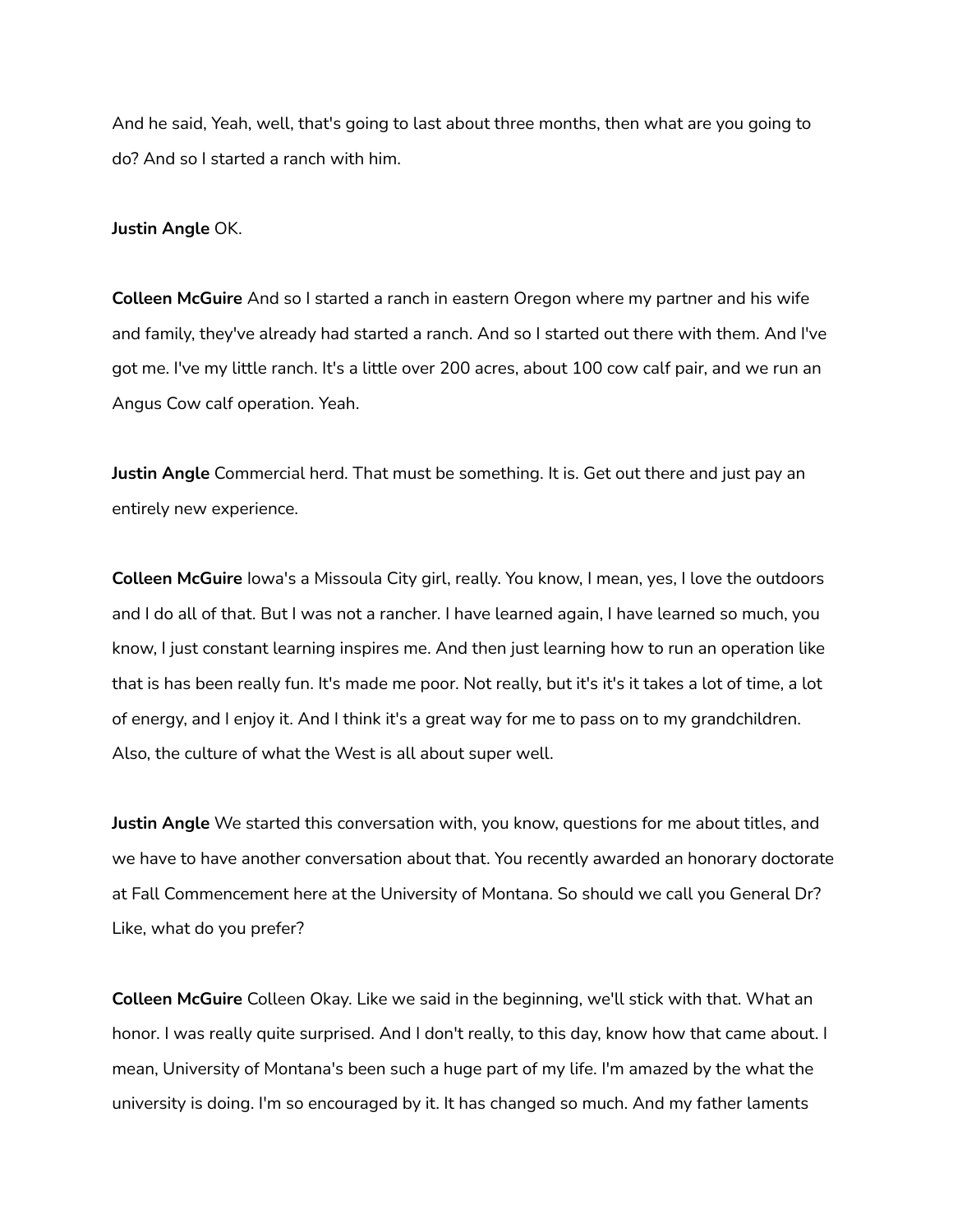And he said, Yeah, well, that's going to last about three months, then what are you going to do? And so I started a ranch with him.

**Justin Angle** OK.

**Colleen McGuire** And so I started a ranch in eastern Oregon where my partner and his wife and family, they've already had started a ranch. And so I started out there with them. And I've got me. I've my little ranch. It's a little over 200 acres, about 100 cow calf pair, and we run an Angus Cow calf operation. Yeah.

**Justin Angle** Commercial herd. That must be something. It is. Get out there and just pay an entirely new experience.

**Colleen McGuire** Iowa's a Missoula City girl, really. You know, I mean, yes, I love the outdoors and I do all of that. But I was not a rancher. I have learned again, I have learned so much, you know, I just constant learning inspires me. And then just learning how to run an operation like that is has been really fun. It's made me poor. Not really, but it's it's it takes a lot of time, a lot of energy, and I enjoy it. And I think it's a great way for me to pass on to my grandchildren. Also, the culture of what the West is all about super well.

**Justin Angle** We started this conversation with, you know, questions for me about titles, and we have to have another conversation about that. You recently awarded an honorary doctorate at Fall Commencement here at the University of Montana. So should we call you General Dr? Like, what do you prefer?

**Colleen McGuire** Colleen Okay. Like we said in the beginning, we'll stick with that. What an honor. I was really quite surprised. And I don't really, to this day, know how that came about. I mean, University of Montana's been such a huge part of my life. I'm amazed by the what the university is doing. I'm so encouraged by it. It has changed so much. And my father laments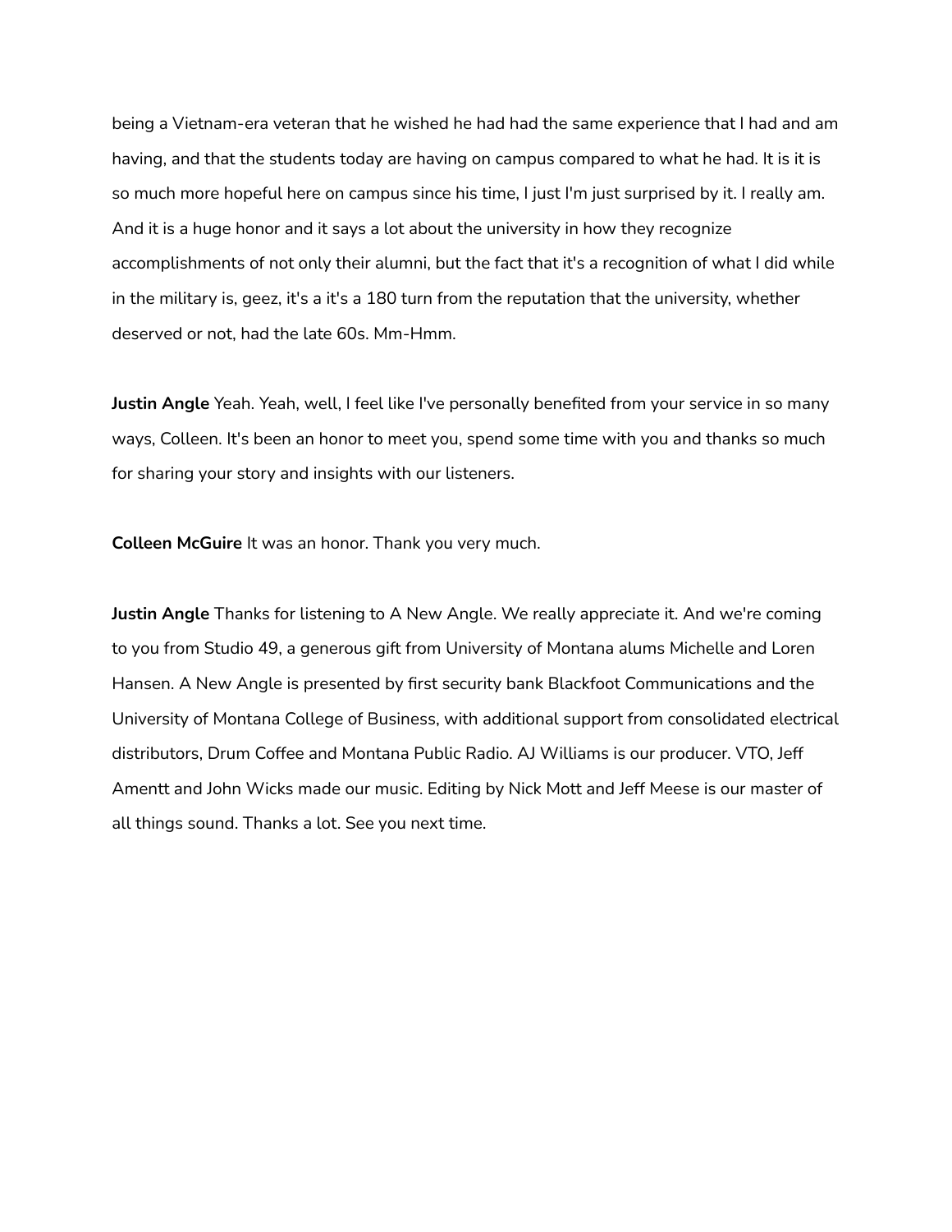being a Vietnam-era veteran that he wished he had had the same experience that I had and am having, and that the students today are having on campus compared to what he had. It is it is so much more hopeful here on campus since his time, I just I'm just surprised by it. I really am. And it is a huge honor and it says a lot about the university in how they recognize accomplishments of not only their alumni, but the fact that it's a recognition of what I did while in the military is, geez, it's a it's a 180 turn from the reputation that the university, whether deserved or not, had the late 60s. Mm-Hmm.

**Justin Angle** Yeah. Yeah, well, I feel like I've personally benefited from your service in so many ways, Colleen. It's been an honor to meet you, spend some time with you and thanks so much for sharing your story and insights with our listeners.

**Colleen McGuire** It was an honor. Thank you very much.

**Justin Angle** Thanks for listening to A New Angle. We really appreciate it. And we're coming to you from Studio 49, a generous gift from University of Montana alums Michelle and Loren Hansen. A New Angle is presented by first security bank Blackfoot Communications and the University of Montana College of Business, with additional support from consolidated electrical distributors, Drum Coffee and Montana Public Radio. AJ Williams is our producer. VTO, Jeff Amentt and John Wicks made our music. Editing by Nick Mott and Jeff Meese is our master of all things sound. Thanks a lot. See you next time.